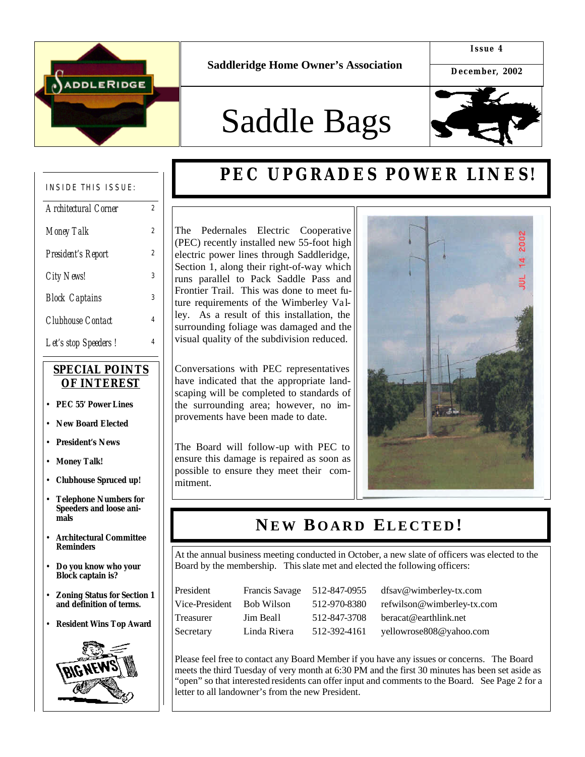Saddleridge Home Owner's Association

Issue 4

December, 2002

# Saddle Bags

INSIDE THIS ISSUE:

| | |
|---|---|
| Architectural Corner | 2 |
| Money Talk | 2 |
| President's Report | 2 |
| City News! | 3 |
| Block Captains | 3 |
| Clubhouse Contact | 4 |
| Let's stop Speeders ! | 4 |

**SPECIAL POINTS OF INTEREST**

- **PEC 55' Power Lines**
- **New Board Elected**
- **President's News**
- **Money Talk!**
- **Clubhouse Spruced up!**
- **Telephone Numbers for Speeders and loose animals**
- **Architectural Committee Reminders**
- **Do you know who your Block captain is?**
- **Zoning Status for Section 1 and definition of terms.**
- **Resident Wins Top Award**

## PEC UPGRADES POWER LINES!

The Pedernales Electric Cooperative (PEC) recently installed new 55-foot high electric power lines through Saddleridge, Section 1, along their right-of-way which runs parallel to Pack Saddle Pass and Frontier Trail. This was done to meet future requirements of the Wimberley Valley. As a result of this installation, the surrounding foliage was damaged and the visual quality of the subdivision reduced.

Conversations with PEC representatives have indicated that the appropriate landscaping will be completed to standards of the surrounding area; however, no improvements have been made to date.

The Board will follow-up with PEC to ensure this damage is repaired as soon as possible to ensure they meet their commitment.

## NEW BOARD ELECTED!

At the annual business meeting conducted in October, a new slate of officers was elected to the Board by the membership. This slate met and elected the following officers:

| | | | |
|---|---|---|---|
| President | Francis Savage | 512-847-0955 | dfsav@wimberley-tx.com |
| Vice-President | Bob Wilson | 512-970-8380 | refwilson@wimberley-tx.com |
| Treasurer | Jim Beall | 512-847-3708 | beracat@earthlink.net |
| Secretary | Linda Rivera | 512-392-4161 | yellowrose808@yahoo.com |

Please feel free to contact any Board Member if you have any issues or concerns. The Board meets the third Tuesday of very month at 6:30 PM and the first 30 minutes has been set aside as "open" so that interested residents can offer input and comments to the Board. See Page 2 for a letter to all landowner's from the new President.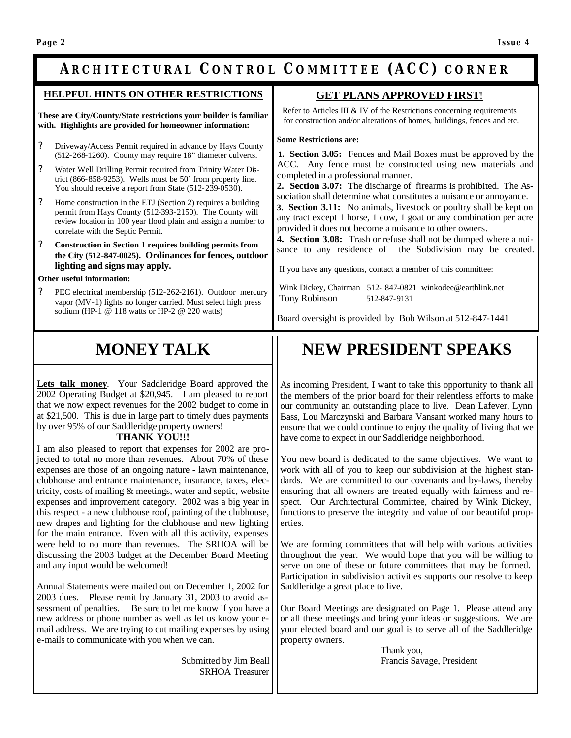# Architectural Control Committee (ACC) Corner

## HELPFUL HINTS ON OTHER RESTRICTIONS

**These are City/County/State restrictions your builder is familiar with. Highlights are provided for homeowner information:**

- Driveway/Access Permit required in advance by Hays County (512-268-1260). County may require 18" diameter culverts.
- Water Well Drilling Permit required from Trinity Water District (866-858-9253). Wells must be 50' from property line. You should receive a report from State (512-239-0530).
- Home construction in the ETJ (Section 2) requires a building permit from Hays County (512-393-2150). The County will review location in 100 year flood plain and assign a number to correlate with the Septic Permit.
- **Construction in Section 1 requires building permits from the City (512-847-0025). Ordinances for fences, outdoor lighting and signs may apply.**

**Other useful information:**

- PEC electrical membership (512-262-2161). Outdoor mercury vapor (MV-1) lights no longer carried. Must select high press sodium (HP-1 @ 118 watts or HP-2 @ 220 watts)

## GET PLANS APPROVED FIRST!

Refer to Articles III & IV of the Restrictions concerning requirements for construction and/or alterations of homes, buildings, fences and etc.

**Some Restrictions are:**

1. **Section 3.05:** Fences and Mail Boxes must be approved by the ACC. Any fence must be constructed using new materials and completed in a professional manner.
2. **Section 3.07:** The discharge of firearms is prohibited. The Association shall determine what constitutes a nuisance or annoyance.
3. **Section 3.11:** No animals, livestock or poultry shall be kept on any tract except 1 horse, 1 cow, 1 goat or any combination per acre provided it does not become a nuisance to other owners.
4. **Section 3.08:** Trash or refuse shall not be dumped where a nuisance to any residence of the Subdivision may be created.

If you have any questions, contact a member of this committee:

Wink Dickey, Chairman 512- 847-0821 winkodee@earthlink.net
Tony Robinson 512-847-9131

Board oversight is provided by Bob Wilson at 512-847-1441

# MONEY TALK

**Lets talk money**. Your Saddleridge Board approved the 2002 Operating Budget at $20,945. I am pleased to report that we now expect revenues for the 2002 budget to come in at $21,500. This is due in large part to timely dues payments by over 95% of our Saddleridge property owners!

**THANK YOU!!!**

I am also pleased to report that expenses for 2002 are projected to total no more than revenues. About 70% of these expenses are those of an ongoing nature - lawn maintenance, clubhouse and entrance maintenance, insurance, taxes, electricity, costs of mailing & meetings, water and septic, website expenses and improvement category. 2002 was a big year in this respect - a new clubhouse roof, painting of the clubhouse, new drapes and lighting for the clubhouse and new lighting for the main entrance. Even with all this activity, expenses were held to no more than revenues. The SRHOA will be discussing the 2003 budget at the December Board Meeting and any input would be welcomed!

Annual Statements were mailed out on December 1, 2002 for 2003 dues. Please remit by January 31, 2003 to avoid assessment of penalties. Be sure to let me know if you have a new address or phone number as well as let us know your e-mail address. We are trying to cut mailing expenses by using e-mails to communicate with you when we can.

Submitted by Jim Beall
SRHOA Treasurer

# NEW PRESIDENT SPEAKS

As incoming President, I want to take this opportunity to thank all the members of the prior board for their relentless efforts to make our community an outstanding place to live. Dean Lafever, Lynn Bass, Lou Marczynski and Barbara Vansant worked many hours to ensure that we could continue to enjoy the quality of living that we have come to expect in our Saddleridge neighborhood.

You new board is dedicated to the same objectives. We want to work with all of you to keep our subdivision at the highest standards. We are committed to our covenants and by-laws, thereby ensuring that all owners are treated equally with fairness and respect. Our Architectural Committee, chaired by Wink Dickey, functions to preserve the integrity and value of our beautiful properties.

We are forming committees that will help with various activities throughout the year. We would hope that you will be willing to serve on one of these or future committees that may be formed. Participation in subdivision activities supports our resolve to keep Saddleridge a great place to live.

Our Board Meetings are designated on Page 1. Please attend any or all these meetings and bring your ideas or suggestions. We are your elected board and our goal is to serve all of the Saddleridge property owners.

Thank you,
Francis Savage, President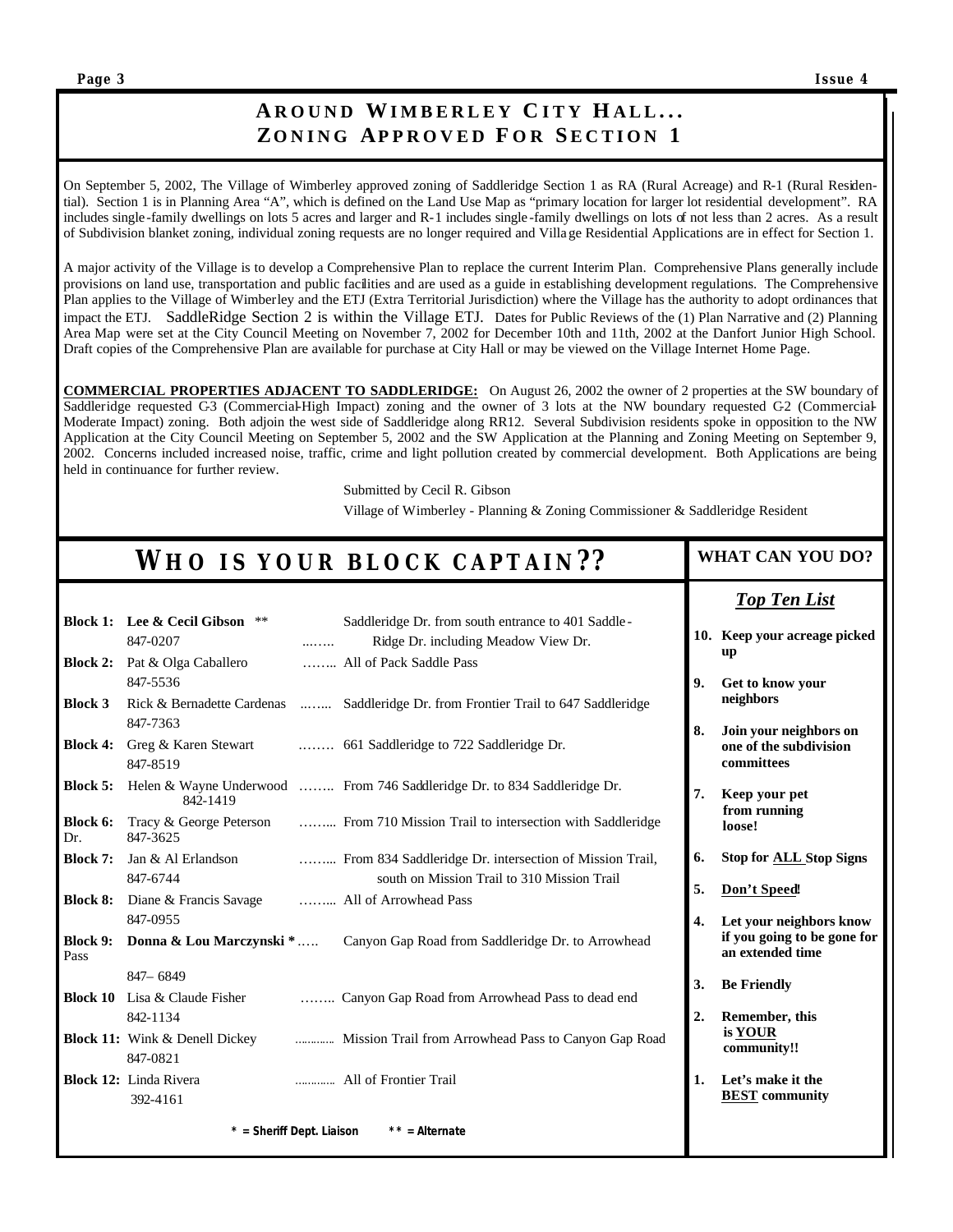## AROUND WIMBERLEY CITY HALL... ZONING APPROVED FOR SECTION 1

On September 5, 2002, The Village of Wimberley approved zoning of Saddleridge Section 1 as RA (Rural Acreage) and R-1 (Rural Residential). Section 1 is in Planning Area "A", which is defined on the Land Use Map as "primary location for larger lot residential development". RA includes single-family dwellings on lots 5 acres and larger and R-1 includes single-family dwellings on lots of not less than 2 acres. As a result of Subdivision blanket zoning, individual zoning requests are no longer required and Village Residential Applications are in effect for Section 1.

A major activity of the Village is to develop a Comprehensive Plan to replace the current Interim Plan. Comprehensive Plans generally include provisions on land use, transportation and public facilities and are used as a guide in establishing development regulations. The Comprehensive Plan applies to the Village of Wimberley and the ETJ (Extra Territorial Jurisdiction) where the Village has the authority to adopt ordinances that impact the ETJ. SaddleRidge Section 2 is within the Village ETJ. Dates for Public Reviews of the (1) Plan Narrative and (2) Planning Area Map were set at the City Council Meeting on November 7, 2002 for December 10th and 11th, 2002 at the Danfort Junior High School. Draft copies of the Comprehensive Plan are available for purchase at City Hall or may be viewed on the Village Internet Home Page.

**COMMERCIAL PROPERTIES ADJACENT TO SADDLERIDGE:** On August 26, 2002 the owner of 2 properties at the SW boundary of Saddleridge requested C-3 (Commercial-High Impact) zoning and the owner of 3 lots at the NW boundary requested C-2 (Commercial-Moderate Impact) zoning. Both adjoin the west side of Saddleridge along RR12. Several Subdivision residents spoke in opposition to the NW Application at the City Council Meeting on September 5, 2002 and the SW Application at the Planning and Zoning Meeting on September 9, 2002. Concerns included increased noise, traffic, crime and light pollution created by commercial development. Both Applications are being held in continuance for further review.

Submitted by Cecil R. Gibson

Village of Wimberley - Planning & Zoning Commissioner & Saddleridge Resident

## WHO IS YOUR BLOCK CAPTAIN??

| Block | Captain | Area |
|---|---|---|
| **Block 1:** | **Lee & Cecil Gibson** ** 847-0207 | Saddleridge Dr. from south entrance to 401 Saddle-Ridge Dr. including Meadow View Dr. |
| **Block 2:** | Pat & Olga Caballero 847-5536 | All of Pack Saddle Pass |
| **Block 3** | Rick & Bernadette Cardenas 847-7363 | Saddleridge Dr. from Frontier Trail to 647 Saddleridge |
| **Block 4:** | Greg & Karen Stewart 847-8519 | 661 Saddleridge to 722 Saddleridge Dr. |
| **Block 5:** | Helen & Wayne Underwood 842-1419 | From 746 Saddleridge Dr. to 834 Saddleridge Dr. |
| **Block 6:** | Tracy & George Peterson 847-3625 | From 710 Mission Trail to intersection with Saddleridge Dr. |
| **Block 7:** | Jan & Al Erlandson 847-6744 | From 834 Saddleridge Dr. intersection of Mission Trail, south on Mission Trail to 310 Mission Trail |
| **Block 8:** | Diane & Francis Savage 847-0955 | All of Arrowhead Pass |
| **Block 9:** | **Donna & Lou Marczynski** * 847– 6849 | Canyon Gap Road from Saddleridge Dr. to Arrowhead Pass |
| **Block 10** | Lisa & Claude Fisher 842-1134 | Canyon Gap Road from Arrowhead Pass to dead end |
| **Block 11:** | Wink & Denell Dickey 847-0821 | Mission Trail from Arrowhead Pass to Canyon Gap Road |
| **Block 12:** | Linda Rivera 392-4161 | All of Frontier Trail |

**\* = Sheriff Dept. Liaison &nbsp;&nbsp; ** = Alternate**

## WHAT CAN YOU DO?

### *Top Ten List*

10. **Keep your acreage picked up**
9. **Get to know your neighbors**
8. **Join your neighbors on one of the subdivision committees**
7. **Keep your pet from running loose!**
6. **Stop for ALL Stop Signs**
5. **Don't Speed!**
4. **Let your neighbors know if you going to be gone for an extended time**
3. **Be Friendly**
2. **Remember, this is YOUR community!!**
1. **Let's make it the BEST community**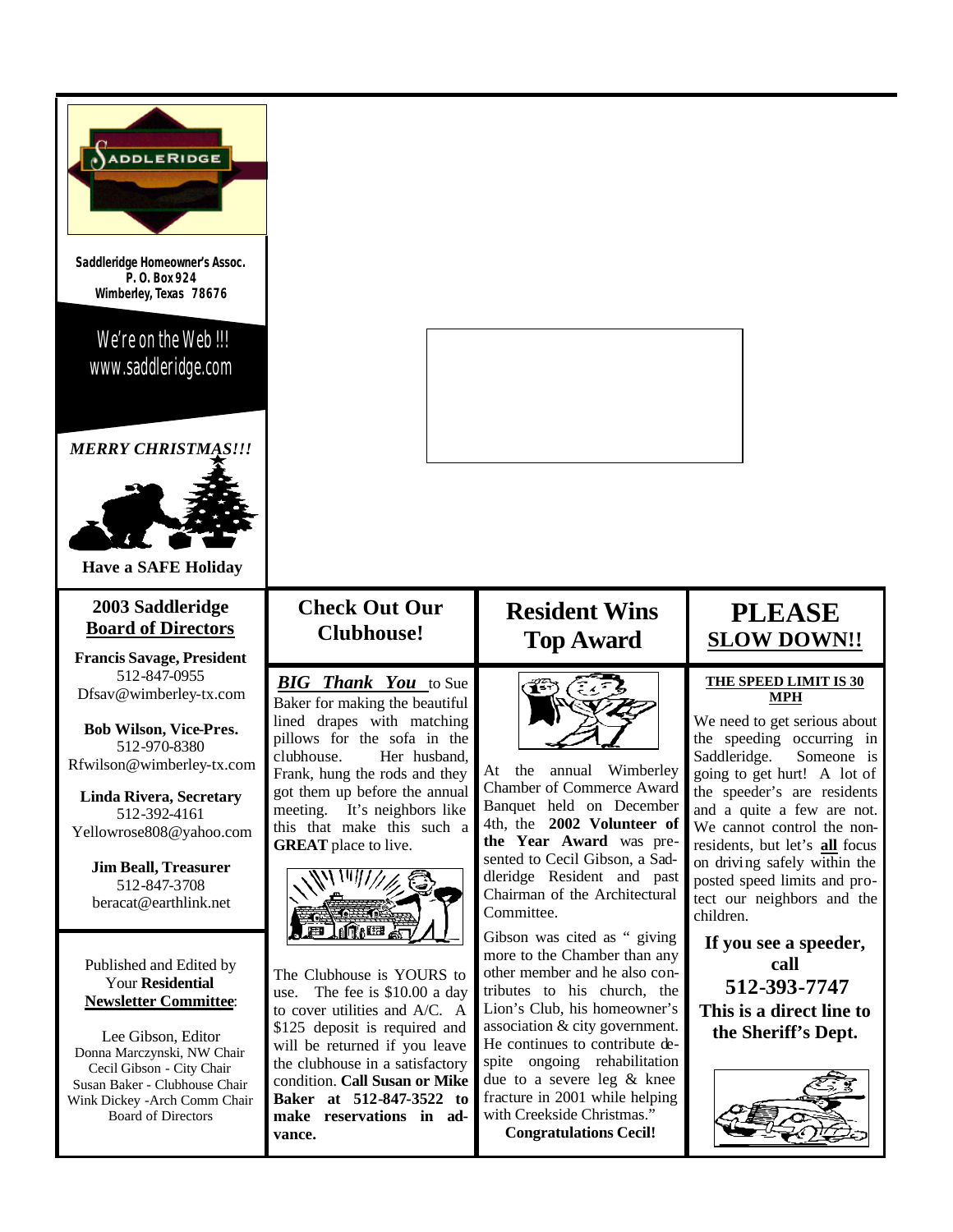Saddleridge Homeowner's Assoc.
P. O. Box 924
Wimberley, Texas 78676

We're on the Web !!!
www.saddleridge.com

*MERRY CHRISTMAS!!!*

**Have a SAFE Holiday**

## 2003 Saddleridge Board of Directors

**Francis Savage, President**
512-847-0955
Dfsav@wimberley-tx.com

**Bob Wilson, Vice-Pres.**
512-970-8380
Rfwilson@wimberley-tx.com

**Linda Rivera, Secretary**
512-392-4161
Yellowrose808@yahoo.com

**Jim Beall, Treasurer**
512-847-3708
beracat@earthlink.net

Published and Edited by Your **Residential Newsletter Committee**:

Lee Gibson, Editor
Donna Marczynski, NW Chair
Cecil Gibson - City Chair
Susan Baker - Clubhouse Chair
Wink Dickey -Arch Comm Chair
Board of Directors

## Check Out Our Clubhouse!

***BIG Thank You*** to Sue Baker for making the beautiful lined drapes with matching pillows for the sofa in the clubhouse. Her husband, Frank, hung the rods and they got them up before the annual meeting. It's neighbors like this that make this such a **GREAT** place to live.

The Clubhouse is YOURS to use. The fee is $10.00 a day to cover utilities and A/C. A $125 deposit is required and will be returned if you leave the clubhouse in a satisfactory condition. **Call Susan or Mike Baker at 512-847-3522 to make reservations in advance.**

## Resident Wins Top Award

At the annual Wimberley Chamber of Commerce Award Banquet held on December 4th, the **2002 Volunteer of the Year Award** was presented to Cecil Gibson, a Saddleridge Resident and past Chairman of the Architectural Committee.

Gibson was cited as " giving more to the Chamber than any other member and he also contributes to his church, the Lion's Club, his homeowner's association & city government. He continues to contribute despite ongoing rehabilitation due to a severe leg & knee fracture in 2001 while helping with Creekside Christmas."

**Congratulations Cecil!**

## PLEASE SLOW DOWN!!

**THE SPEED LIMIT IS 30 MPH**

We need to get serious about the speeding occurring in Saddleridge. Someone is going to get hurt! A lot of the speeder's are residents and a quite a few are not. We cannot control the non-residents, but let's **all** focus on driving safely within the posted speed limits and protect our neighbors and the children.

**If you see a speeder, call 512-393-7747**
**This is a direct line to the Sheriff's Dept.**